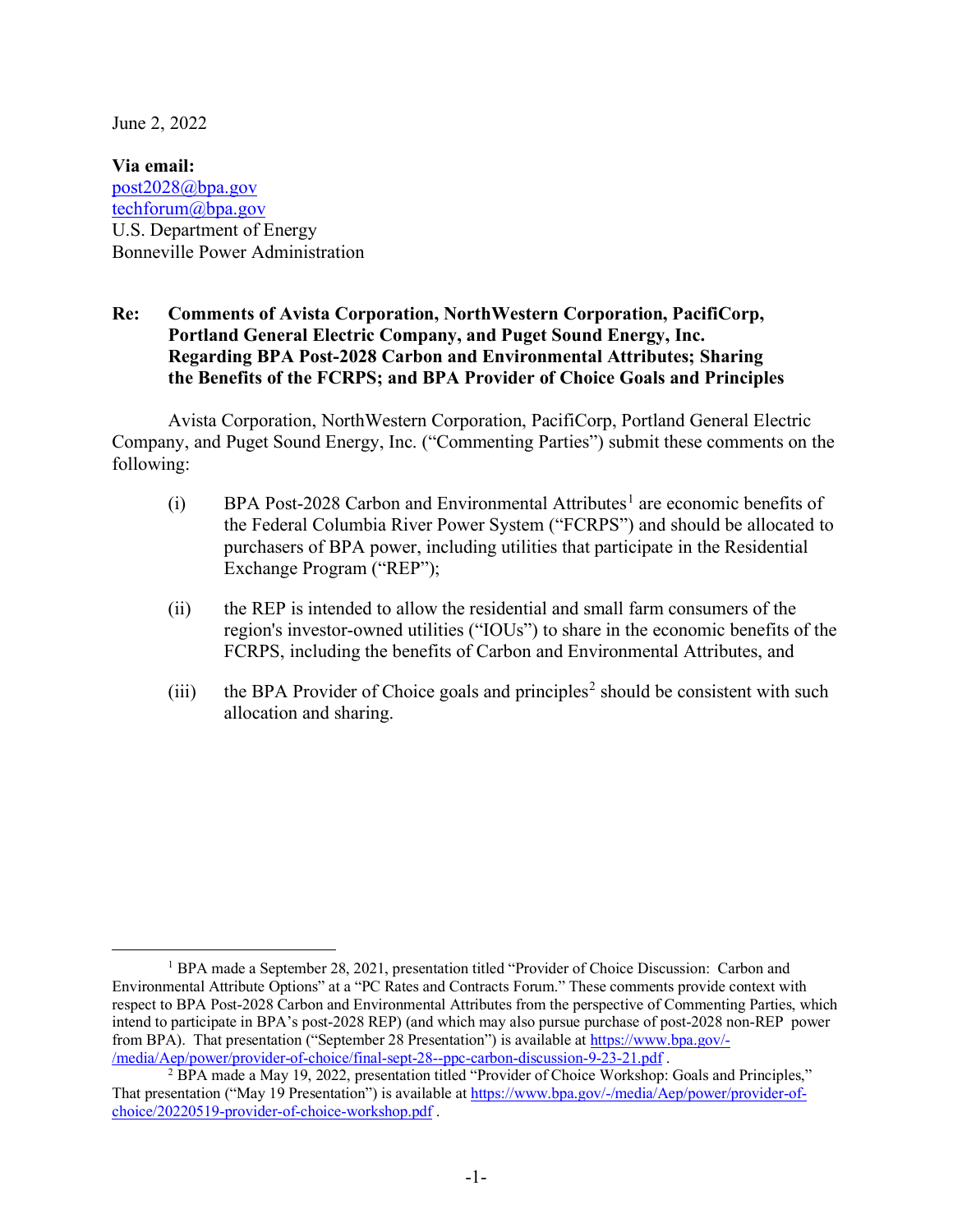June 2, 2022

**Via email:**
post2028@bpa.gov
techforum@bpa.gov
U.S. Department of Energy
Bonneville Power Administration

**Re: Comments of Avista Corporation, NorthWestern Corporation, PacifiCorp, Portland General Electric Company, and Puget Sound Energy, Inc. Regarding BPA Post-2028 Carbon and Environmental Attributes; Sharing the Benefits of the FCRPS; and BPA Provider of Choice Goals and Principles**

Avista Corporation, NorthWestern Corporation, PacifiCorp, Portland General Electric Company, and Puget Sound Energy, Inc. ("Commenting Parties") submit these comments on the following:

(i) BPA Post-2028 Carbon and Environmental Attributes[1] are economic benefits of the Federal Columbia River Power System ("FCRPS") and should be allocated to purchasers of BPA power, including utilities that participate in the Residential Exchange Program ("REP");

(ii) the REP is intended to allow the residential and small farm consumers of the region's investor-owned utilities ("IOUs") to share in the economic benefits of the FCRPS, including the benefits of Carbon and Environmental Attributes, and

(iii) the BPA Provider of Choice goals and principles[2] should be consistent with such allocation and sharing.

---

[1] BPA made a September 28, 2021, presentation titled "Provider of Choice Discussion: Carbon and Environmental Attribute Options" at a "PC Rates and Contracts Forum." These comments provide context with respect to BPA Post-2028 Carbon and Environmental Attributes from the perspective of Commenting Parties, which intend to participate in BPA's post-2028 REP) (and which may also pursue purchase of post-2028 non-REP power from BPA). That presentation ("September 28 Presentation") is available at https://www.bpa.gov/-/media/Aep/power/provider-of-choice/final-sept-28--ppc-carbon-discussion-9-23-21.pdf .

[2] BPA made a May 19, 2022, presentation titled "Provider of Choice Workshop: Goals and Principles," That presentation ("May 19 Presentation") is available at https://www.bpa.gov/-/media/Aep/power/provider-of-choice/20220519-provider-of-choice-workshop.pdf .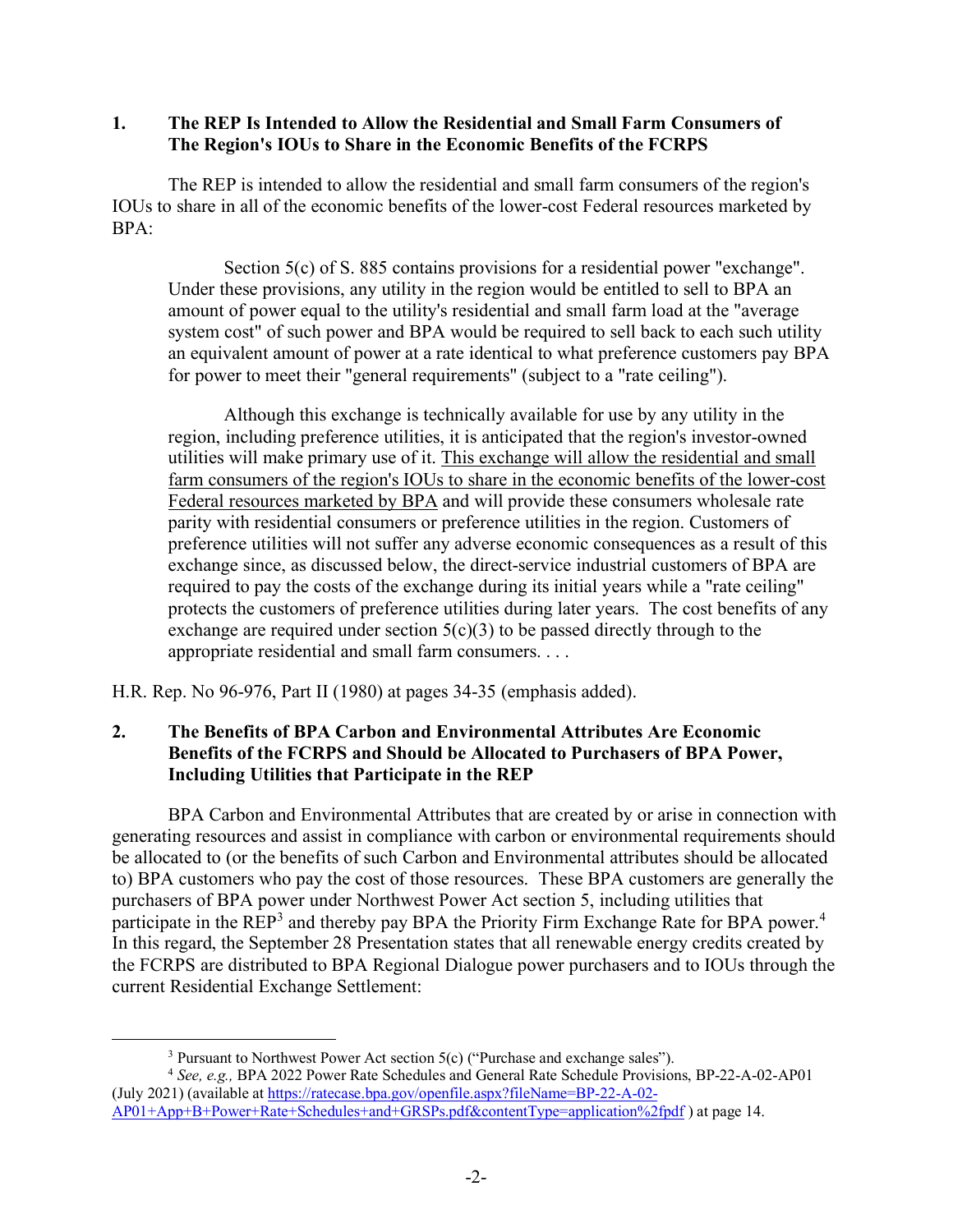## 1. The REP Is Intended to Allow the Residential and Small Farm Consumers of The Region's IOUs to Share in the Economic Benefits of the FCRPS

The REP is intended to allow the residential and small farm consumers of the region's IOUs to share in all of the economic benefits of the lower-cost Federal resources marketed by BPA:

> Section 5(c) of S. 885 contains provisions for a residential power "exchange". Under these provisions, any utility in the region would be entitled to sell to BPA an amount of power equal to the utility's residential and small farm load at the "average system cost" of such power and BPA would be required to sell back to each such utility an equivalent amount of power at a rate identical to what preference customers pay BPA for power to meet their "general requirements" (subject to a "rate ceiling").
>
> Although this exchange is technically available for use by any utility in the region, including preference utilities, it is anticipated that the region's investor-owned utilities will make primary use of it. <u>This exchange will allow the residential and small farm consumers of the region's IOUs to share in the economic benefits of the lower-cost Federal resources marketed by BPA</u> and will provide these consumers wholesale rate parity with residential consumers or preference utilities in the region. Customers of preference utilities will not suffer any adverse economic consequences as a result of this exchange since, as discussed below, the direct-service industrial customers of BPA are required to pay the costs of the exchange during its initial years while a "rate ceiling" protects the customers of preference utilities during later years. The cost benefits of any exchange are required under section 5(c)(3) to be passed directly through to the appropriate residential and small farm consumers. . . .

H.R. Rep. No 96-976, Part II (1980) at pages 34-35 (emphasis added).

## 2. The Benefits of BPA Carbon and Environmental Attributes Are Economic Benefits of the FCRPS and Should be Allocated to Purchasers of BPA Power, Including Utilities that Participate in the REP

BPA Carbon and Environmental Attributes that are created by or arise in connection with generating resources and assist in compliance with carbon or environmental requirements should be allocated to (or the benefits of such Carbon and Environmental attributes should be allocated to) BPA customers who pay the cost of those resources. These BPA customers are generally the purchasers of BPA power under Northwest Power Act section 5, including utilities that participate in the REP[3] and thereby pay BPA the Priority Firm Exchange Rate for BPA power.[4] In this regard, the September 28 Presentation states that all renewable energy credits created by the FCRPS are distributed to BPA Regional Dialogue power purchasers and to IOUs through the current Residential Exchange Settlement:

---

[3] Pursuant to Northwest Power Act section 5(c) ("Purchase and exchange sales").

[4] *See, e.g.,* BPA 2022 Power Rate Schedules and General Rate Schedule Provisions, BP-22-A-02-AP01 (July 2021) (available at https://ratecase.bpa.gov/openfile.aspx?fileName=BP-22-A-02-AP01+App+B+Power+Rate+Schedules+and+GRSPs.pdf&contentType=application%2fpdf ) at page 14.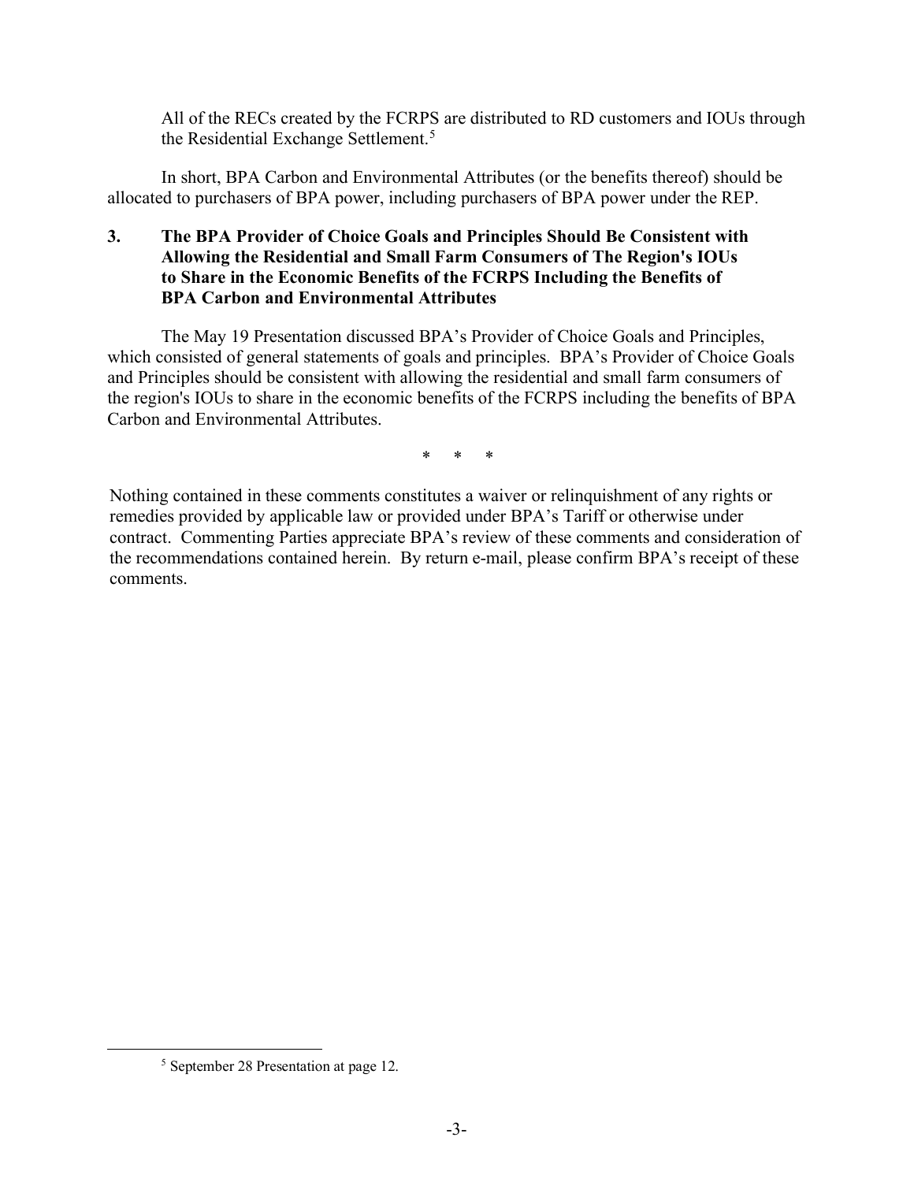All of the RECs created by the FCRPS are distributed to RD customers and IOUs through the Residential Exchange Settlement.[5]

In short, BPA Carbon and Environmental Attributes (or the benefits thereof) should be allocated to purchasers of BPA power, including purchasers of BPA power under the REP.

### 3. The BPA Provider of Choice Goals and Principles Should Be Consistent with Allowing the Residential and Small Farm Consumers of The Region's IOUs to Share in the Economic Benefits of the FCRPS Including the Benefits of BPA Carbon and Environmental Attributes

The May 19 Presentation discussed BPA's Provider of Choice Goals and Principles, which consisted of general statements of goals and principles. BPA's Provider of Choice Goals and Principles should be consistent with allowing the residential and small farm consumers of the region's IOUs to share in the economic benefits of the FCRPS including the benefits of BPA Carbon and Environmental Attributes.

\* \* \*

Nothing contained in these comments constitutes a waiver or relinquishment of any rights or remedies provided by applicable law or provided under BPA's Tariff or otherwise under contract. Commenting Parties appreciate BPA's review of these comments and consideration of the recommendations contained herein. By return e-mail, please confirm BPA's receipt of these comments.

---

[5] September 28 Presentation at page 12.